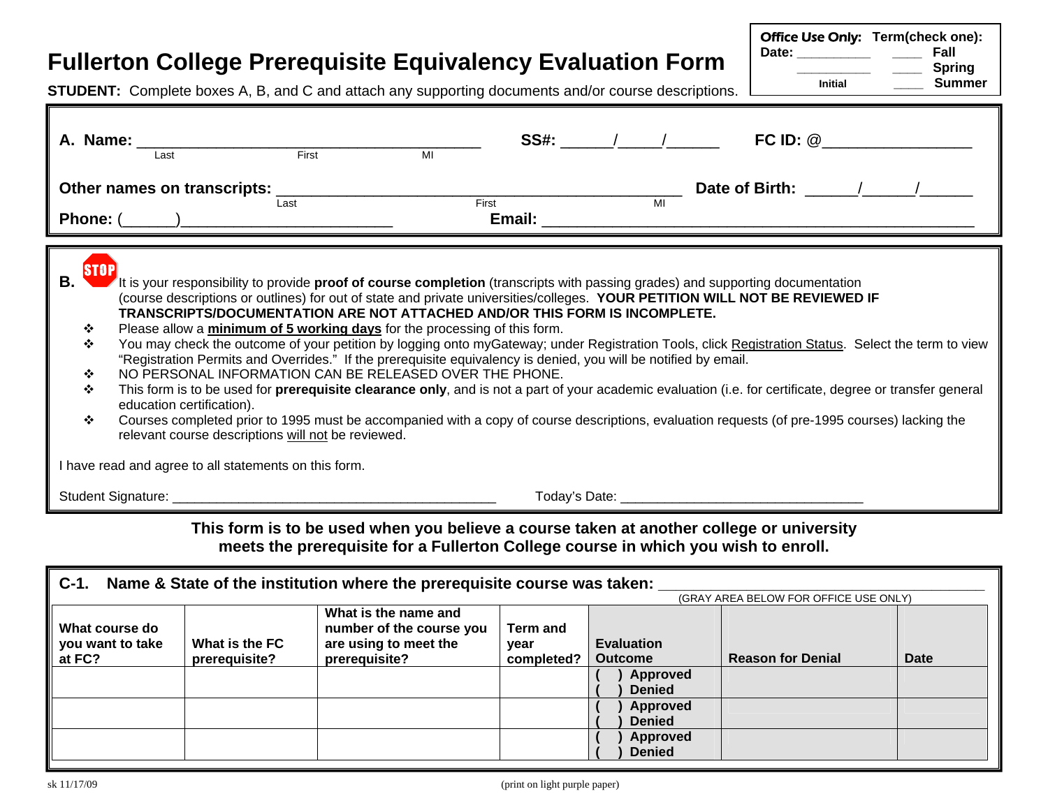# Fullerton College Prerequisite Equivalency Evaluation Form

**Office Use Only:** Date: __________ __________ Initial

**Term(check one):** ____ **Fall** ____ **Spring** ____ **Summer**

**STUDENT:** Complete boxes A, B, and C and attach any supporting documents and/or course descriptions.

**A. Name:** ______________________________________ (Last, First, MI) **SS#:** ______/_____/______ **FC ID: @**_________________

**Other names on transcripts:** ____________________________________________ (Last, First, MI) **Date of Birth:** ______/______/______

**Phone:** (______)________________________ **Email:** ______________________________________________

**B.** STOP It is your responsibility to provide **proof of course completion** (transcripts with passing grades) and supporting documentation (course descriptions or outlines) for out of state and private universities/colleges. **YOUR PETITION WILL NOT BE REVIEWED IF TRANSCRIPTS/DOCUMENTATION ARE NOT ATTACHED AND/OR THIS FORM IS INCOMPLETE.**

- Please allow a **minimum of 5 working days** for the processing of this form.
- You may check the outcome of your petition by logging onto myGateway; under Registration Tools, click Registration Status. Select the term to view "Registration Permits and Overrides." If the prerequisite equivalency is denied, you will be notified by email.
- NO PERSONAL INFORMATION CAN BE RELEASED OVER THE PHONE.
- This form is to be used for **prerequisite clearance only**, and is not a part of your academic evaluation (i.e. for certificate, degree or transfer general education certification).
- Courses completed prior to 1995 must be accompanied with a copy of course descriptions, evaluation requests (of pre-1995 courses) lacking the relevant course descriptions will not be reviewed.

I have read and agree to all statements on this form.

Student Signature: ____________________________________________ Today's Date: _________________________________

**This form is to be used when you believe a course taken at another college or university meets the prerequisite for a Fullerton College course in which you wish to enroll.**

**C-1. Name & State of the institution where the prerequisite course was taken:** ______________________________

(GRAY AREA BELOW FOR OFFICE USE ONLY)

| What course do you want to take at FC? | What is the FC prerequisite? | What is the name and number of the course you are using to meet the prerequisite? | Term and year completed? | Evaluation Outcome | Reason for Denial | Date |
|---|---|---|---|---|---|---|
| | | | | ( ) Approved ( ) Denied | | |
| | | | | ( ) Approved ( ) Denied | | |
| | | | | ( ) Approved ( ) Denied | | |

sk 11/17/09 (print on light purple paper)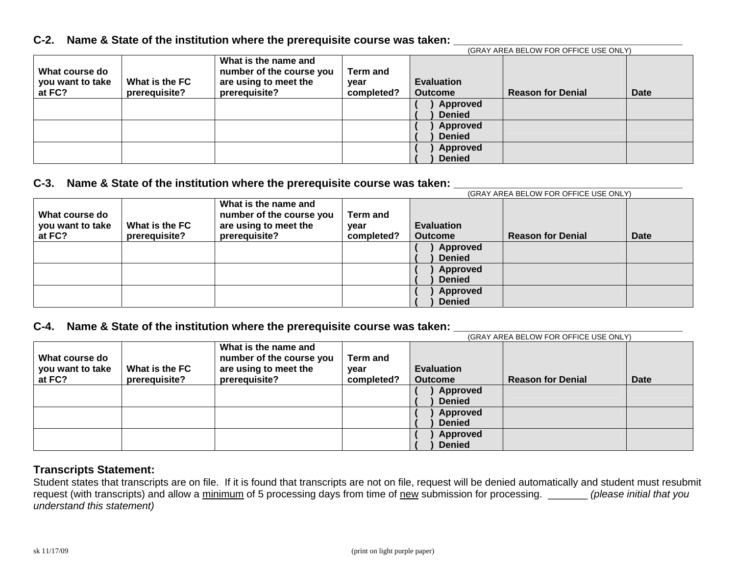**C-2. Name & State of the institution where the prerequisite course was taken:** ___________________________________

(GRAY AREA BELOW FOR OFFICE USE ONLY)

| What course do you want to take at FC? | What is the FC prerequisite? | What is the name and number of the course you are using to meet the prerequisite? | Term and year completed? | Evaluation Outcome | Reason for Denial | Date |
|---|---|---|---|---|---|---|
| | | | | ( ) Approved<br>( ) Denied | | |
| | | | | ( ) Approved<br>( ) Denied | | |
| | | | | ( ) Approved<br>( ) Denied | | |

**C-3. Name & State of the institution where the prerequisite course was taken:** ___________________________________

(GRAY AREA BELOW FOR OFFICE USE ONLY)

| What course do you want to take at FC? | What is the FC prerequisite? | What is the name and number of the course you are using to meet the prerequisite? | Term and year completed? | Evaluation Outcome | Reason for Denial | Date |
|---|---|---|---|---|---|---|
| | | | | ( ) Approved<br>( ) Denied | | |
| | | | | ( ) Approved<br>( ) Denied | | |
| | | | | ( ) Approved<br>( ) Denied | | |

**C-4. Name & State of the institution where the prerequisite course was taken:** ___________________________________

(GRAY AREA BELOW FOR OFFICE USE ONLY)

| What course do you want to take at FC? | What is the FC prerequisite? | What is the name and number of the course you are using to meet the prerequisite? | Term and year completed? | Evaluation Outcome | Reason for Denial | Date |
|---|---|---|---|---|---|---|
| | | | | ( ) Approved<br>( ) Denied | | |
| | | | | ( ) Approved<br>( ) Denied | | |
| | | | | ( ) Approved<br>( ) Denied | | |

## Transcripts Statement:

Student states that transcripts are on file. If it is found that transcripts are not on file, request will be denied automatically and student must resubmit request (with transcripts) and allow a <u>minimum</u> of 5 processing days from time of <u>new</u> submission for processing. _______ *(please initial that you understand this statement)*

sk 11/17/09 (print on light purple paper)